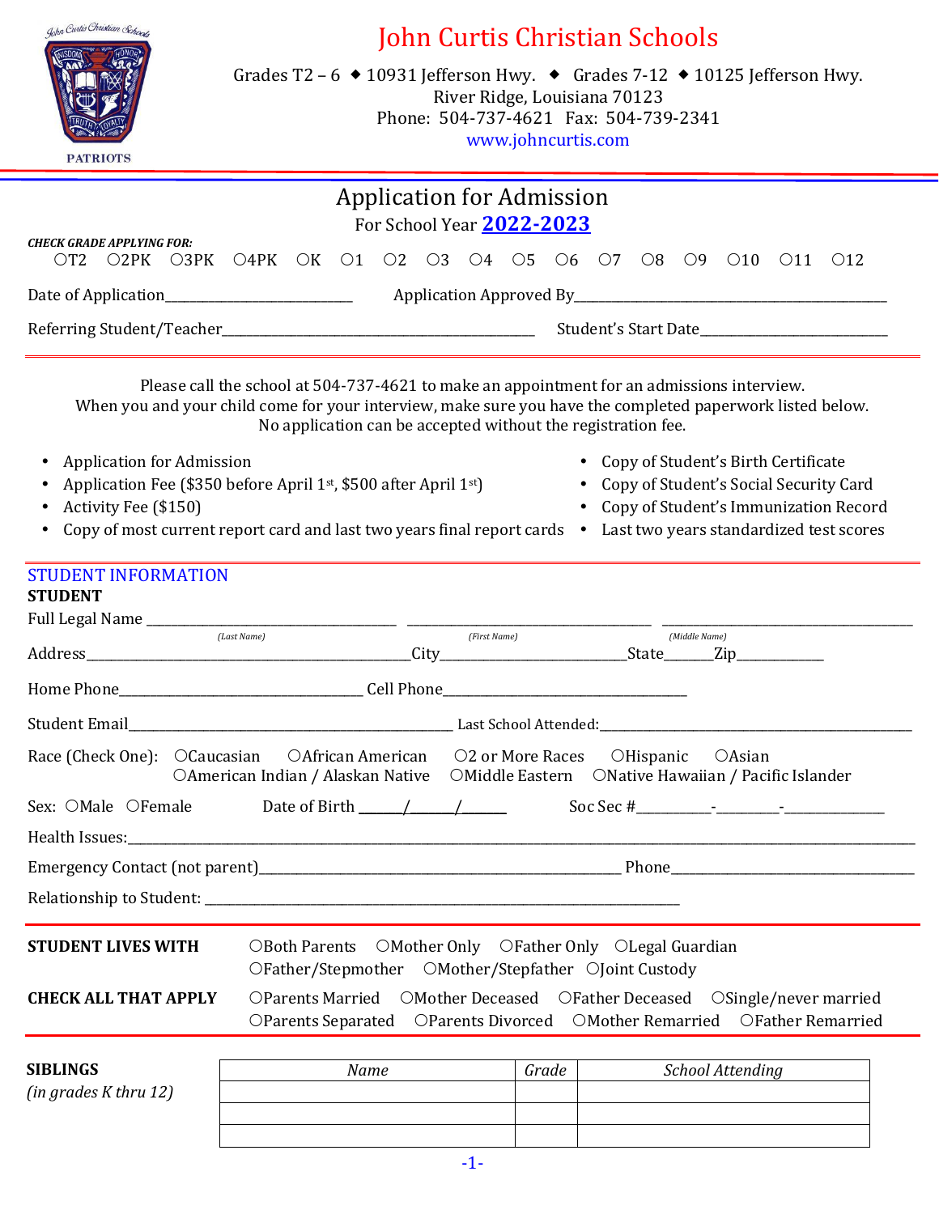# John Curtis Christian Schools

Grades T2 – 6 ◆ 10931 Jefferson Hwy. ◆ Grades 7-12 ◆ 10125 Jefferson Hwy.
River Ridge, Louisiana 70123
Phone: 504-737-4621 Fax: 504-739-2341
www.johncurtis.com

PATRIOTS

## Application for Admission

For School Year **2022-2023**

***CHECK GRADE APPLYING FOR:***

○T2 ○2PK ○3PK ○4PK ○K ○1 ○2 ○3 ○4 ○5 ○6 ○7 ○8 ○9 ○10 ○11 ○12

Date of Application_________________________ Application Approved By___________________________________________

Referring Student/Teacher____________________________________________ Student's Start Date__________________________

Please call the school at 504-737-4621 to make an appointment for an admissions interview.
When you and your child come for your interview, make sure you have the completed paperwork listed below.
No application can be accepted without the registration fee.

- Application for Admission
- Application Fee ($350 before April 1st, $500 after April 1st)
- Activity Fee ($150)
- Copy of most current report card and last two years final report cards
- Copy of Student's Birth Certificate
- Copy of Student's Social Security Card
- Copy of Student's Immunization Record
- Last two years standardized test scores

## STUDENT INFORMATION

**STUDENT**

Full Legal Name ___________________________________ ___________________________________ ___________________________________
*(Last Name)* *(First Name)* *(Middle Name)*

Address_______________________________________________City__________________________State______Zip___________

Home Phone__________________________________ Cell Phone__________________________________

Student Email____________________________________________ Last School Attended:____________________________________________

Race (Check One): ○Caucasian ○African American ○2 or More Races ○Hispanic ○Asian ○American Indian / Alaskan Native ○Middle Eastern ○Native Hawaiian / Pacific Islander

Sex: ○Male ○Female Date of Birth ______/______/______ Soc Sec #__________-_________-______________

Health Issues:_____________________________________________________________________________________________________________

Emergency Contact (not parent)___________________________________________________ Phone__________________________________

Relationship to Student: _____________________________________________________________________

**STUDENT LIVES WITH** ○Both Parents ○Mother Only ○Father Only ○Legal Guardian ○Father/Stepmother ○Mother/Stepfather ○Joint Custody

**CHECK ALL THAT APPLY** ○Parents Married ○Mother Deceased ○Father Deceased ○Single/never married ○Parents Separated ○Parents Divorced ○Mother Remarried ○Father Remarried

**SIBLINGS**
*(in grades K thru 12)*

| *Name* | *Grade* | *School Attending* |
|---|---|---|
| | | |
| | | |
| | | |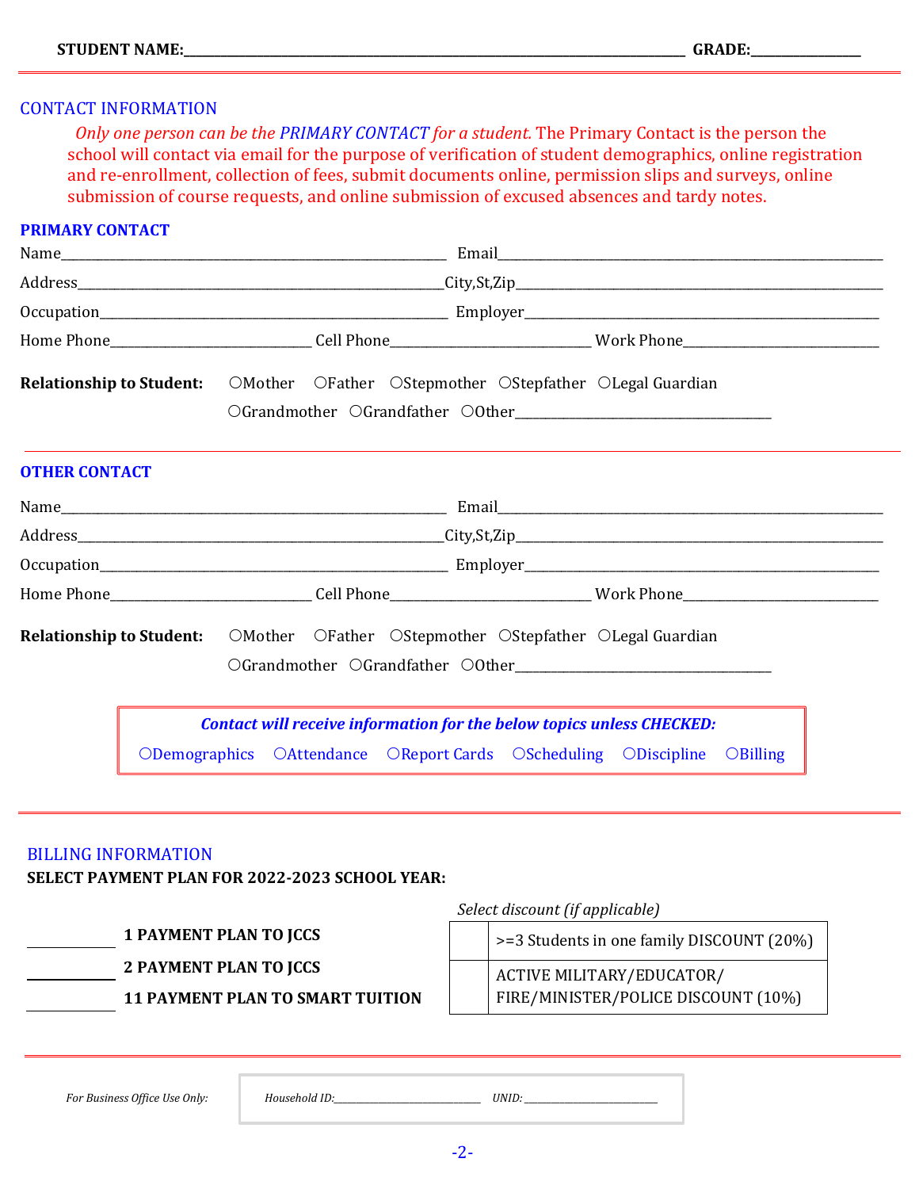**STUDENT NAME:**\_\_\_\_\_\_\_\_\_\_\_\_\_\_\_\_\_\_\_\_\_\_\_\_\_\_\_\_\_\_\_\_\_\_\_\_\_\_\_\_\_\_\_\_\_\_\_\_ **GRADE:**\_\_\_\_\_\_\_\_\_\_\_\_

## CONTACT INFORMATION

*Only one person can be the PRIMARY CONTACT for a student.* The Primary Contact is the person the school will contact via email for the purpose of verification of student demographics, online registration and re-enrollment, collection of fees, submit documents online, permission slips and surveys, online submission of course requests, and online submission of excused absences and tardy notes.

### PRIMARY CONTACT

Name\_\_\_\_\_\_\_\_\_\_\_\_\_\_\_\_\_\_\_\_\_\_\_\_\_\_\_\_\_\_\_\_\_\_\_\_ Email\_\_\_\_\_\_\_\_\_\_\_\_\_\_\_\_\_\_\_\_\_\_\_\_\_\_\_\_\_\_\_\_\_\_\_\_

Address\_\_\_\_\_\_\_\_\_\_\_\_\_\_\_\_\_\_\_\_\_\_\_\_\_\_\_\_\_\_\_\_\_\_\_\_City,St,Zip\_\_\_\_\_\_\_\_\_\_\_\_\_\_\_\_\_\_\_\_\_\_\_\_\_\_\_\_\_\_\_\_\_\_\_\_

Occupation\_\_\_\_\_\_\_\_\_\_\_\_\_\_\_\_\_\_\_\_\_\_\_\_\_\_\_\_\_\_\_\_\_\_\_\_ Employer\_\_\_\_\_\_\_\_\_\_\_\_\_\_\_\_\_\_\_\_\_\_\_\_\_\_\_\_\_\_\_\_\_\_\_\_

Home Phone\_\_\_\_\_\_\_\_\_\_\_\_\_\_\_\_\_\_\_\_ Cell Phone\_\_\_\_\_\_\_\_\_\_\_\_\_\_\_\_\_\_\_\_ Work Phone\_\_\_\_\_\_\_\_\_\_\_\_\_\_\_\_\_\_\_\_

**Relationship to Student:** ○Mother ○Father ○Stepmother ○Stepfather ○Legal Guardian ○Grandmother ○Grandfather ○Other\_\_\_\_\_\_\_\_\_\_\_\_\_\_\_\_\_\_\_\_\_\_\_\_\_\_\_\_

### OTHER CONTACT

Name\_\_\_\_\_\_\_\_\_\_\_\_\_\_\_\_\_\_\_\_\_\_\_\_\_\_\_\_\_\_\_\_\_\_\_\_ Email\_\_\_\_\_\_\_\_\_\_\_\_\_\_\_\_\_\_\_\_\_\_\_\_\_\_\_\_\_\_\_\_\_\_\_\_

Address\_\_\_\_\_\_\_\_\_\_\_\_\_\_\_\_\_\_\_\_\_\_\_\_\_\_\_\_\_\_\_\_\_\_\_\_City,St,Zip\_\_\_\_\_\_\_\_\_\_\_\_\_\_\_\_\_\_\_\_\_\_\_\_\_\_\_\_\_\_\_\_\_\_\_\_

Occupation\_\_\_\_\_\_\_\_\_\_\_\_\_\_\_\_\_\_\_\_\_\_\_\_\_\_\_\_\_\_\_\_\_\_\_\_ Employer\_\_\_\_\_\_\_\_\_\_\_\_\_\_\_\_\_\_\_\_\_\_\_\_\_\_\_\_\_\_\_\_\_\_\_\_

Home Phone\_\_\_\_\_\_\_\_\_\_\_\_\_\_\_\_\_\_\_\_ Cell Phone\_\_\_\_\_\_\_\_\_\_\_\_\_\_\_\_\_\_\_\_ Work Phone\_\_\_\_\_\_\_\_\_\_\_\_\_\_\_\_\_\_\_\_

**Relationship to Student:** ○Mother ○Father ○Stepmother ○Stepfather ○Legal Guardian ○Grandmother ○Grandfather ○Other\_\_\_\_\_\_\_\_\_\_\_\_\_\_\_\_\_\_\_\_\_\_\_\_\_\_\_\_

***Contact will receive information for the below topics unless CHECKED:***

○Demographics ○Attendance ○Report Cards ○Scheduling ○Discipline ○Billing

## BILLING INFORMATION

**SELECT PAYMENT PLAN FOR 2022-2023 SCHOOL YEAR:**

\_\_\_\_\_\_\_\_ **1 PAYMENT PLAN TO JCCS**

\_\_\_\_\_\_\_\_ **2 PAYMENT PLAN TO JCCS**

\_\_\_\_\_\_\_\_ **11 PAYMENT PLAN TO SMART TUITION**

*Select discount (if applicable)*

| | |
|---|---|
| | >=3 Students in one family DISCOUNT (20%) |
| | ACTIVE MILITARY/EDUCATOR/ FIRE/MINISTER/POLICE DISCOUNT (10%) |

*For Business Office Use Only:* *Household ID:*\_\_\_\_\_\_\_\_\_\_\_\_\_\_\_\_ *UNID:*\_\_\_\_\_\_\_\_\_\_\_\_\_\_\_\_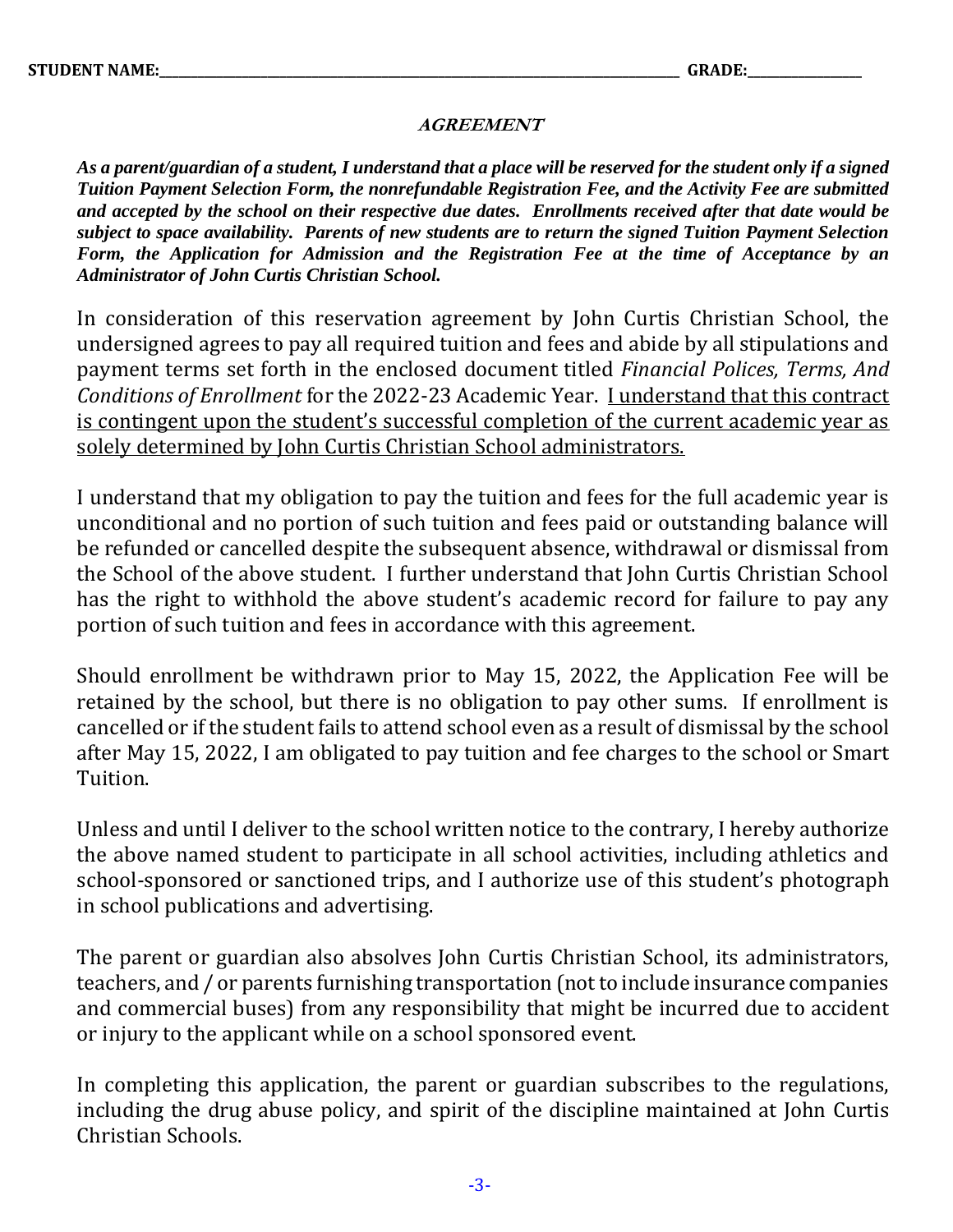**STUDENT NAME:\_\_\_\_\_\_\_\_\_\_\_\_\_\_\_\_\_\_\_\_\_\_\_\_\_\_\_\_\_\_\_\_\_\_\_\_\_\_\_\_\_\_\_\_\_\_\_\_\_\_\_\_\_\_\_\_\_\_\_\_\_\_ GRADE:\_\_\_\_\_\_\_\_\_\_\_\_\_\_\_\_**

## ***AGREEMENT***

***As a parent/guardian of a student, I understand that a place will be reserved for the student only if a signed Tuition Payment Selection Form, the nonrefundable Registration Fee, and the Activity Fee are submitted and accepted by the school on their respective due dates. Enrollments received after that date would be subject to space availability. Parents of new students are to return the signed Tuition Payment Selection Form, the Application for Admission and the Registration Fee at the time of Acceptance by an Administrator of John Curtis Christian School.***

In consideration of this reservation agreement by John Curtis Christian School, the undersigned agrees to pay all required tuition and fees and abide by all stipulations and payment terms set forth in the enclosed document titled *Financial Polices, Terms, And Conditions of Enrollment* for the 2022-23 Academic Year. <u>I understand that this contract is contingent upon the student's successful completion of the current academic year as solely determined by John Curtis Christian School administrators.</u>

I understand that my obligation to pay the tuition and fees for the full academic year is unconditional and no portion of such tuition and fees paid or outstanding balance will be refunded or cancelled despite the subsequent absence, withdrawal or dismissal from the School of the above student. I further understand that John Curtis Christian School has the right to withhold the above student's academic record for failure to pay any portion of such tuition and fees in accordance with this agreement.

Should enrollment be withdrawn prior to May 15, 2022, the Application Fee will be retained by the school, but there is no obligation to pay other sums. If enrollment is cancelled or if the student fails to attend school even as a result of dismissal by the school after May 15, 2022, I am obligated to pay tuition and fee charges to the school or Smart Tuition.

Unless and until I deliver to the school written notice to the contrary, I hereby authorize the above named student to participate in all school activities, including athletics and school-sponsored or sanctioned trips, and I authorize use of this student's photograph in school publications and advertising.

The parent or guardian also absolves John Curtis Christian School, its administrators, teachers, and / or parents furnishing transportation (not to include insurance companies and commercial buses) from any responsibility that might be incurred due to accident or injury to the applicant while on a school sponsored event.

In completing this application, the parent or guardian subscribes to the regulations, including the drug abuse policy, and spirit of the discipline maintained at John Curtis Christian Schools.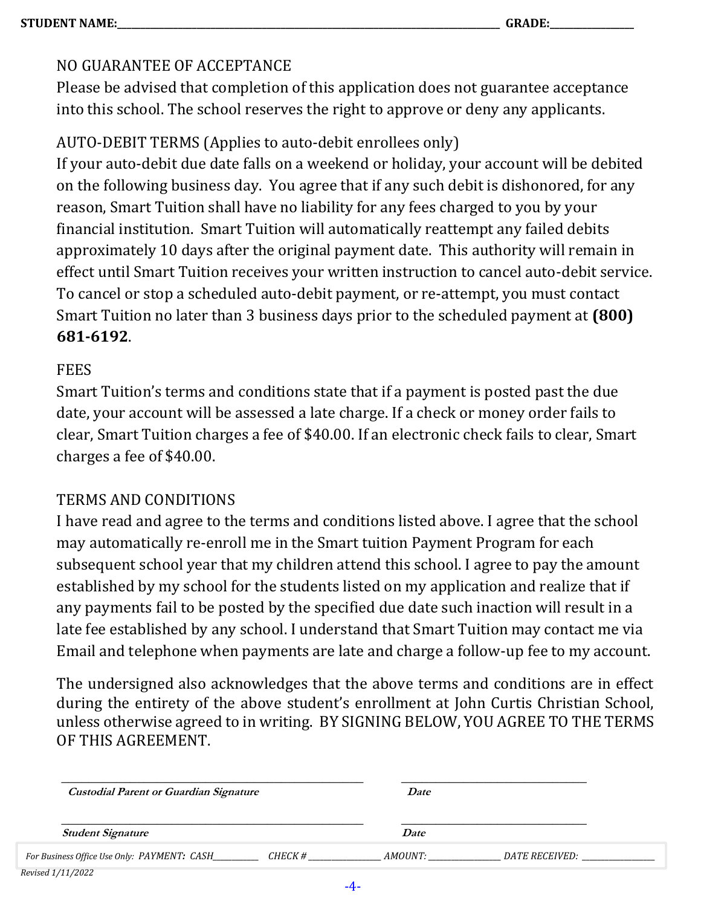**STUDENT NAME:**_______________________________________________ **GRADE:**____________

NO GUARANTEE OF ACCEPTANCE

Please be advised that completion of this application does not guarantee acceptance into this school. The school reserves the right to approve or deny any applicants.

AUTO-DEBIT TERMS (Applies to auto-debit enrollees only)

If your auto-debit due date falls on a weekend or holiday, your account will be debited on the following business day. You agree that if any such debit is dishonored, for any reason, Smart Tuition shall have no liability for any fees charged to you by your financial institution. Smart Tuition will automatically reattempt any failed debits approximately 10 days after the original payment date. This authority will remain in effect until Smart Tuition receives your written instruction to cancel auto-debit service. To cancel or stop a scheduled auto-debit payment, or re-attempt, you must contact Smart Tuition no later than 3 business days prior to the scheduled payment at **(800) 681-6192**.

FEES

Smart Tuition's terms and conditions state that if a payment is posted past the due date, your account will be assessed a late charge. If a check or money order fails to clear, Smart Tuition charges a fee of $40.00. If an electronic check fails to clear, Smart charges a fee of $40.00.

TERMS AND CONDITIONS

I have read and agree to the terms and conditions listed above. I agree that the school may automatically re-enroll me in the Smart tuition Payment Program for each subsequent school year that my children attend this school. I agree to pay the amount established by my school for the students listed on my application and realize that if any payments fail to be posted by the specified due date such inaction will result in a late fee established by any school. I understand that Smart Tuition may contact me via Email and telephone when payments are late and charge a follow-up fee to my account.

The undersigned also acknowledges that the above terms and conditions are in effect during the entirety of the above student's enrollment at John Curtis Christian School, unless otherwise agreed to in writing. BY SIGNING BELOW, YOU AGREE TO THE TERMS OF THIS AGREEMENT.

_______________________________________ _______________________

***Custodial Parent or Guardian Signature*** ***Date***

_______________________________________ _______________________

***Student Signature*** ***Date***

*For Business Office Use Only: PAYMENT: CASH__________ CHECK # ______________ AMOUNT: ______________ DATE RECEIVED: ______________*

*Revised 1/11/2022*